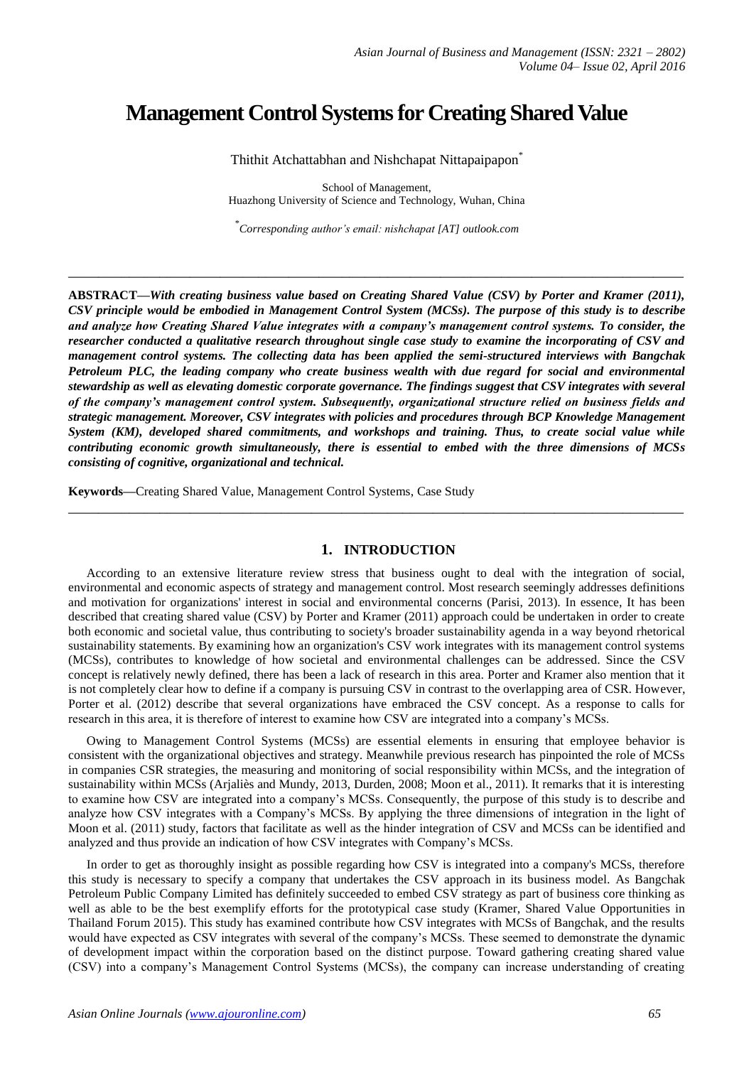# Management Control Systems for Creating Shared Value

Thithit Atchattabhan and Nishchapat Nittapaipapon*

School of Management,
Huazhong University of Science and Technology, Wuhan, China

*Corresponding author's email: nishchapat [AT] outlook.com

---

**ABSTRACT—*With creating business value based on Creating Shared Value (CSV) by Porter and Kramer (2011), CSV principle would be embodied in Management Control System (MCSs). The purpose of this study is to describe and analyze how Creating Shared Value integrates with a company's management control systems. To consider, the researcher conducted a qualitative research throughout single case study to examine the incorporating of CSV and management control systems. The collecting data has been applied the semi-structured interviews with Bangchak Petroleum PLC, the leading company who create business wealth with due regard for social and environmental stewardship as well as elevating domestic corporate governance. The findings suggest that CSV integrates with several of the company's management control system. Subsequently, organizational structure relied on business fields and strategic management. Moreover, CSV integrates with policies and procedures through BCP Knowledge Management System (KM), developed shared commitments, and workshops and training. Thus, to create social value while contributing economic growth simultaneously, there is essential to embed with the three dimensions of MCSs consisting of cognitive, organizational and technical.***

**Keywords—**Creating Shared Value, Management Control Systems, Case Study

---

## 1. INTRODUCTION

According to an extensive literature review stress that business ought to deal with the integration of social, environmental and economic aspects of strategy and management control. Most research seemingly addresses definitions and motivation for organizations' interest in social and environmental concerns (Parisi, 2013). In essence, It has been described that creating shared value (CSV) by Porter and Kramer (2011) approach could be undertaken in order to create both economic and societal value, thus contributing to society's broader sustainability agenda in a way beyond rhetorical sustainability statements. By examining how an organization's CSV work integrates with its management control systems (MCSs), contributes to knowledge of how societal and environmental challenges can be addressed. Since the CSV concept is relatively newly defined, there has been a lack of research in this area. Porter and Kramer also mention that it is not completely clear how to define if a company is pursuing CSV in contrast to the overlapping area of CSR. However, Porter et al. (2012) describe that several organizations have embraced the CSV concept. As a response to calls for research in this area, it is therefore of interest to examine how CSV are integrated into a company's MCSs.

Owing to Management Control Systems (MCSs) are essential elements in ensuring that employee behavior is consistent with the organizational objectives and strategy. Meanwhile previous research has pinpointed the role of MCSs in companies CSR strategies, the measuring and monitoring of social responsibility within MCSs, and the integration of sustainability within MCSs (Arjaliès and Mundy, 2013, Durden, 2008; Moon et al., 2011). It remarks that it is interesting to examine how CSV are integrated into a company's MCSs. Consequently, the purpose of this study is to describe and analyze how CSV integrates with a Company's MCSs. By applying the three dimensions of integration in the light of Moon et al. (2011) study, factors that facilitate as well as the hinder integration of CSV and MCSs can be identified and analyzed and thus provide an indication of how CSV integrates with Company's MCSs.

In order to get as thoroughly insight as possible regarding how CSV is integrated into a company's MCSs, therefore this study is necessary to specify a company that undertakes the CSV approach in its business model. As Bangchak Petroleum Public Company Limited has definitely succeeded to embed CSV strategy as part of business core thinking as well as able to be the best exemplify efforts for the prototypical case study (Kramer, Shared Value Opportunities in Thailand Forum 2015). This study has examined contribute how CSV integrates with MCSs of Bangchak, and the results would have expected as CSV integrates with several of the company's MCSs. These seemed to demonstrate the dynamic of development impact within the corporation based on the distinct purpose. Toward gathering creating shared value (CSV) into a company's Management Control Systems (MCSs), the company can increase understanding of creating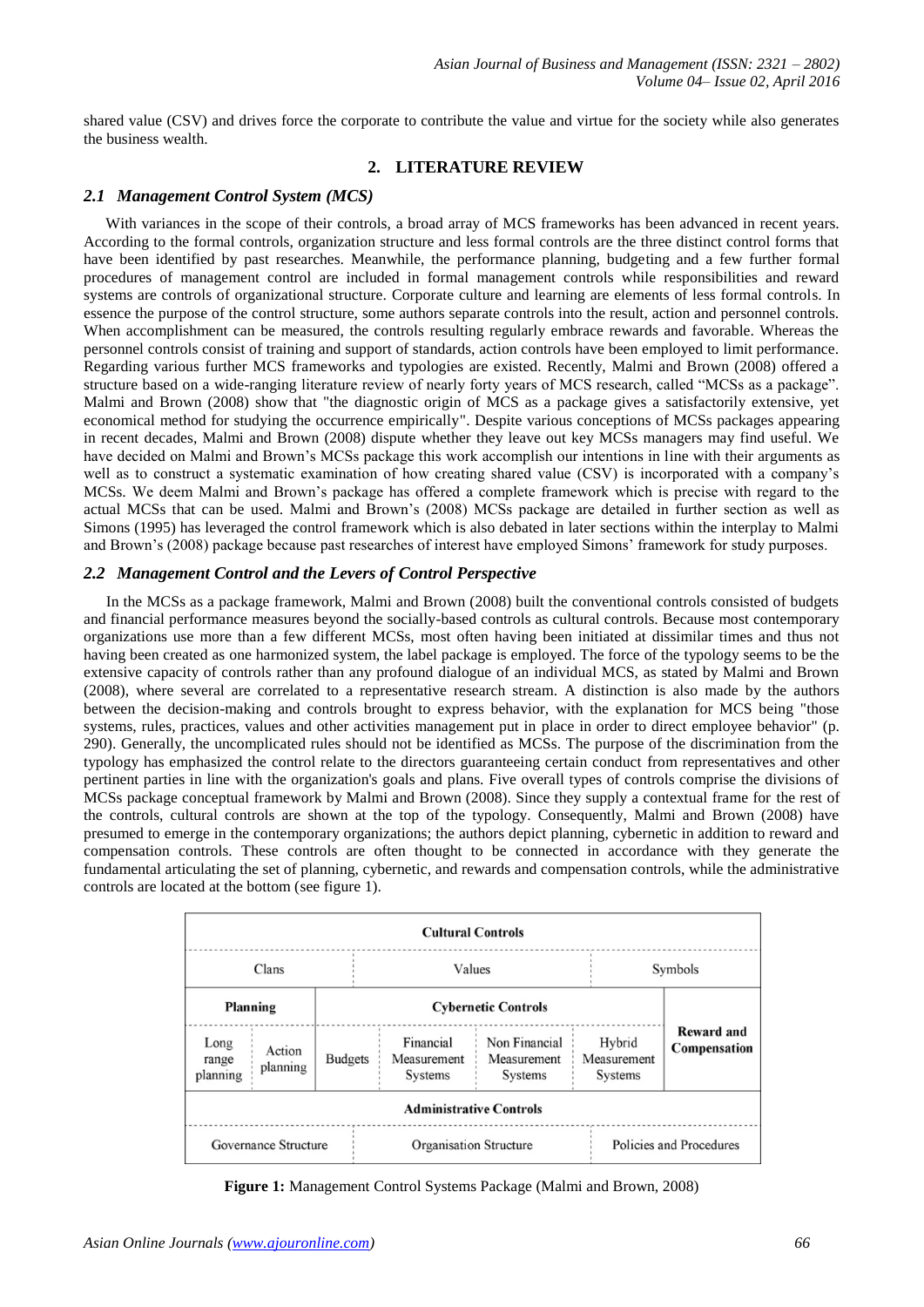shared value (CSV) and drives force the corporate to contribute the value and virtue for the society while also generates the business wealth.

## 2. LITERATURE REVIEW

### *2.1 Management Control System (MCS)*

With variances in the scope of their controls, a broad array of MCS frameworks has been advanced in recent years. According to the formal controls, organization structure and less formal controls are the three distinct control forms that have been identified by past researches. Meanwhile, the performance planning, budgeting and a few further formal procedures of management control are included in formal management controls while responsibilities and reward systems are controls of organizational structure. Corporate culture and learning are elements of less formal controls. In essence the purpose of the control structure, some authors separate controls into the result, action and personnel controls. When accomplishment can be measured, the controls resulting regularly embrace rewards and favorable. Whereas the personnel controls consist of training and support of standards, action controls have been employed to limit performance. Regarding various further MCS frameworks and typologies are existed. Recently, Malmi and Brown (2008) offered a structure based on a wide-ranging literature review of nearly forty years of MCS research, called "MCSs as a package". Malmi and Brown (2008) show that "the diagnostic origin of MCS as a package gives a satisfactorily extensive, yet economical method for studying the occurrence empirically". Despite various conceptions of MCSs packages appearing in recent decades, Malmi and Brown (2008) dispute whether they leave out key MCSs managers may find useful. We have decided on Malmi and Brown's MCSs package this work accomplish our intentions in line with their arguments as well as to construct a systematic examination of how creating shared value (CSV) is incorporated with a company's MCSs. We deem Malmi and Brown's package has offered a complete framework which is precise with regard to the actual MCSs that can be used. Malmi and Brown's (2008) MCSs package are detailed in further section as well as Simons (1995) has leveraged the control framework which is also debated in later sections within the interplay to Malmi and Brown's (2008) package because past researches of interest have employed Simons' framework for study purposes.

### *2.2 Management Control and the Levers of Control Perspective*

In the MCSs as a package framework, Malmi and Brown (2008) built the conventional controls consisted of budgets and financial performance measures beyond the socially-based controls as cultural controls. Because most contemporary organizations use more than a few different MCSs, most often having been initiated at dissimilar times and thus not having been created as one harmonized system, the label package is employed. The force of the typology seems to be the extensive capacity of controls rather than any profound dialogue of an individual MCS, as stated by Malmi and Brown (2008), where several are correlated to a representative research stream. A distinction is also made by the authors between the decision-making and controls brought to express behavior, with the explanation for MCS being "those systems, rules, practices, values and other activities management put in place in order to direct employee behavior" (p. 290). Generally, the uncomplicated rules should not be identified as MCSs. The purpose of the discrimination from the typology has emphasized the control relate to the directors guaranteeing certain conduct from representatives and other pertinent parties in line with the organization's goals and plans. Five overall types of controls comprise the divisions of MCSs package conceptual framework by Malmi and Brown (2008). Since they supply a contextual frame for the rest of the controls, cultural controls are shown at the top of the typology. Consequently, Malmi and Brown (2008) have presumed to emerge in the contemporary organizations; the authors depict planning, cybernetic in addition to reward and compensation controls. These controls are often thought to be connected in accordance with they generate the fundamental articulating the set of planning, cybernetic, and rewards and compensation controls, while the administrative controls are located at the bottom (see figure 1).

| **Cultural Controls** | | | | | | |
|---|---|---|---|---|---|---|
| Clans | | Values | | | Symbols | |
| **Planning** | | **Cybernetic Controls** | | | | **Reward and Compensation** |
| Long range planning | Action planning | Budgets | Financial Measurement Systems | Non Financial Measurement Systems | Hybrid Measurement Systems | |
| **Administrative Controls** | | | | | | |
| Governance Structure | | Organisation Structure | | | Policies and Procedures | |

**Figure 1:** Management Control Systems Package (Malmi and Brown, 2008)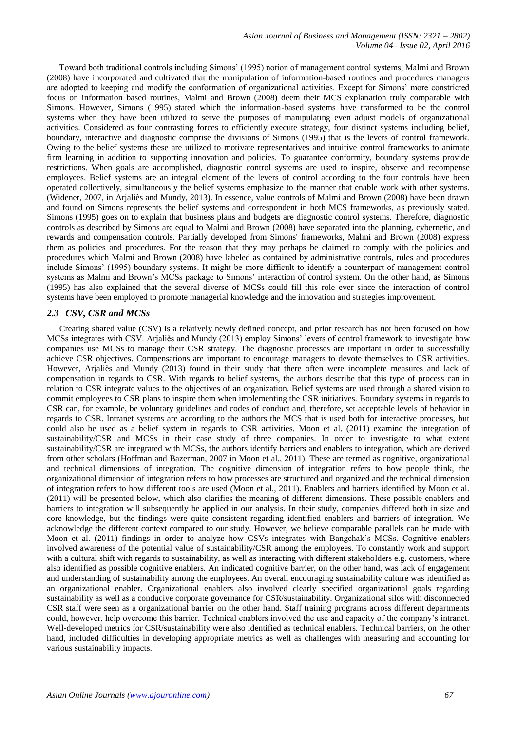Toward both traditional controls including Simons' (1995) notion of management control systems, Malmi and Brown (2008) have incorporated and cultivated that the manipulation of information-based routines and procedures managers are adopted to keeping and modify the conformation of organizational activities. Except for Simons' more constricted focus on information based routines, Malmi and Brown (2008) deem their MCS explanation truly comparable with Simons. However, Simons (1995) stated which the information-based systems have transformed to be the control systems when they have been utilized to serve the purposes of manipulating even adjust models of organizational activities. Considered as four contrasting forces to efficiently execute strategy, four distinct systems including belief, boundary, interactive and diagnostic comprise the divisions of Simons (1995) that is the levers of control framework. Owing to the belief systems these are utilized to motivate representatives and intuitive control frameworks to animate firm learning in addition to supporting innovation and policies. To guarantee conformity, boundary systems provide restrictions. When goals are accomplished, diagnostic control systems are used to inspire, observe and recompense employees. Belief systems are an integral element of the levers of control according to the four controls have been operated collectively, simultaneously the belief systems emphasize to the manner that enable work with other systems. (Widener, 2007, in Arjaliès and Mundy, 2013). In essence, value controls of Malmi and Brown (2008) have been drawn and found on Simons represents the belief systems and correspondent in both MCS frameworks, as previously stated. Simons (1995) goes on to explain that business plans and budgets are diagnostic control systems. Therefore, diagnostic controls as described by Simons are equal to Malmi and Brown (2008) have separated into the planning, cybernetic, and rewards and compensation controls. Partially developed from Simons' frameworks, Malmi and Brown (2008) express them as policies and procedures. For the reason that they may perhaps be claimed to comply with the policies and procedures which Malmi and Brown (2008) have labeled as contained by administrative controls, rules and procedures include Simons' (1995) boundary systems. It might be more difficult to identify a counterpart of management control systems as Malmi and Brown's MCSs package to Simons' interaction of control system. On the other hand, as Simons (1995) has also explained that the several diverse of MCSs could fill this role ever since the interaction of control systems have been employed to promote managerial knowledge and the innovation and strategies improvement.

### *2.3 CSV, CSR and MCSs*

Creating shared value (CSV) is a relatively newly defined concept, and prior research has not been focused on how MCSs integrates with CSV. Arjaliès and Mundy (2013) employ Simons' levers of control framework to investigate how companies use MCSs to manage their CSR strategy. The diagnostic processes are important in order to successfully achieve CSR objectives. Compensations are important to encourage managers to devote themselves to CSR activities. However, Arjaliès and Mundy (2013) found in their study that there often were incomplete measures and lack of compensation in regards to CSR. With regards to belief systems, the authors describe that this type of process can in relation to CSR integrate values to the objectives of an organization. Belief systems are used through a shared vision to commit employees to CSR plans to inspire them when implementing the CSR initiatives. Boundary systems in regards to CSR can, for example, be voluntary guidelines and codes of conduct and, therefore, set acceptable levels of behavior in regards to CSR. Intranet systems are according to the authors the MCS that is used both for interactive processes, but could also be used as a belief system in regards to CSR activities. Moon et al. (2011) examine the integration of sustainability/CSR and MCSs in their case study of three companies. In order to investigate to what extent sustainability/CSR are integrated with MCSs, the authors identify barriers and enablers to integration, which are derived from other scholars (Hoffman and Bazerman, 2007 in Moon et al., 2011). These are termed as cognitive, organizational and technical dimensions of integration. The cognitive dimension of integration refers to how people think, the organizational dimension of integration refers to how processes are structured and organized and the technical dimension of integration refers to how different tools are used (Moon et al., 2011). Enablers and barriers identified by Moon et al. (2011) will be presented below, which also clarifies the meaning of different dimensions. These possible enablers and barriers to integration will subsequently be applied in our analysis. In their study, companies differed both in size and core knowledge, but the findings were quite consistent regarding identified enablers and barriers of integration. We acknowledge the different context compared to our study. However, we believe comparable parallels can be made with Moon et al. (2011) findings in order to analyze how CSVs integrates with Bangchak's MCSs. Cognitive enablers involved awareness of the potential value of sustainability/CSR among the employees. To constantly work and support with a cultural shift with regards to sustainability, as well as interacting with different stakeholders e.g. customers, where also identified as possible cognitive enablers. An indicated cognitive barrier, on the other hand, was lack of engagement and understanding of sustainability among the employees. An overall encouraging sustainability culture was identified as an organizational enabler. Organizational enablers also involved clearly specified organizational goals regarding sustainability as well as a conducive corporate governance for CSR/sustainability. Organizational silos with disconnected CSR staff were seen as a organizational barrier on the other hand. Staff training programs across different departments could, however, help overcome this barrier. Technical enablers involved the use and capacity of the company's intranet. Well-developed metrics for CSR/sustainability were also identified as technical enablers. Technical barriers, on the other hand, included difficulties in developing appropriate metrics as well as challenges with measuring and accounting for various sustainability impacts.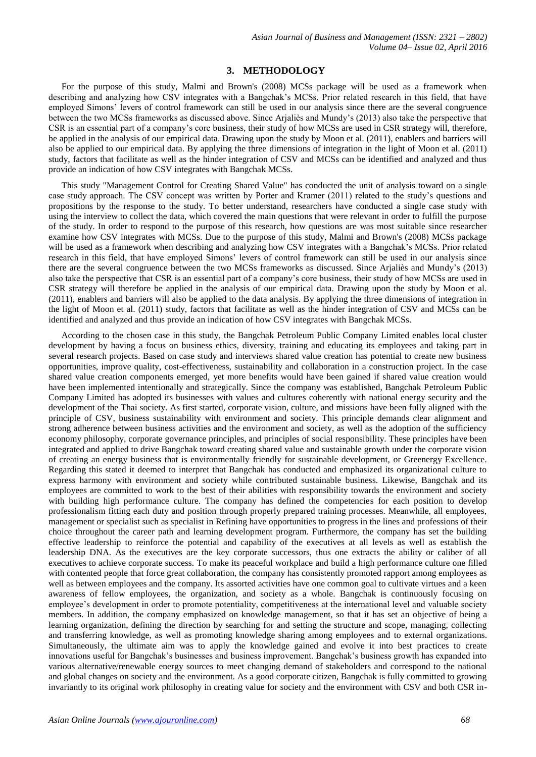## 3. METHODOLOGY

For the purpose of this study, Malmi and Brown's (2008) MCSs package will be used as a framework when describing and analyzing how CSV integrates with a Bangchak's MCSs. Prior related research in this field, that have employed Simons' levers of control framework can still be used in our analysis since there are the several congruence between the two MCSs frameworks as discussed above. Since Arjaliès and Mundy's (2013) also take the perspective that CSR is an essential part of a company's core business, their study of how MCSs are used in CSR strategy will, therefore, be applied in the analysis of our empirical data. Drawing upon the study by Moon et al. (2011), enablers and barriers will also be applied to our empirical data. By applying the three dimensions of integration in the light of Moon et al. (2011) study, factors that facilitate as well as the hinder integration of CSV and MCSs can be identified and analyzed and thus provide an indication of how CSV integrates with Bangchak MCSs.

This study "Management Control for Creating Shared Value" has conducted the unit of analysis toward on a single case study approach. The CSV concept was written by Porter and Kramer (2011) related to the study's questions and propositions by the response to the study. To better understand, researchers have conducted a single case study with using the interview to collect the data, which covered the main questions that were relevant in order to fulfill the purpose of the study. In order to respond to the purpose of this research, how questions are was most suitable since researcher examine how CSV integrates with MCSs. Due to the purpose of this study, Malmi and Brown's (2008) MCSs package will be used as a framework when describing and analyzing how CSV integrates with a Bangchak's MCSs. Prior related research in this field, that have employed Simons' levers of control framework can still be used in our analysis since there are the several congruence between the two MCSs frameworks as discussed. Since Arjaliès and Mundy's (2013) also take the perspective that CSR is an essential part of a company's core business, their study of how MCSs are used in CSR strategy will therefore be applied in the analysis of our empirical data. Drawing upon the study by Moon et al. (2011), enablers and barriers will also be applied to the data analysis. By applying the three dimensions of integration in the light of Moon et al. (2011) study, factors that facilitate as well as the hinder integration of CSV and MCSs can be identified and analyzed and thus provide an indication of how CSV integrates with Bangchak MCSs.

According to the chosen case in this study, the Bangchak Petroleum Public Company Limited enables local cluster development by having a focus on business ethics, diversity, training and educating its employees and taking part in several research projects. Based on case study and interviews shared value creation has potential to create new business opportunities, improve quality, cost-effectiveness, sustainability and collaboration in a construction project. In the case shared value creation components emerged, yet more benefits would have been gained if shared value creation would have been implemented intentionally and strategically. Since the company was established, Bangchak Petroleum Public Company Limited has adopted its businesses with values and cultures coherently with national energy security and the development of the Thai society. As first started, corporate vision, culture, and missions have been fully aligned with the principle of CSV, business sustainability with environment and society. This principle demands clear alignment and strong adherence between business activities and the environment and society, as well as the adoption of the sufficiency economy philosophy, corporate governance principles, and principles of social responsibility. These principles have been integrated and applied to drive Bangchak toward creating shared value and sustainable growth under the corporate vision of creating an energy business that is environmentally friendly for sustainable development, or Greenergy Excellence. Regarding this stated it deemed to interpret that Bangchak has conducted and emphasized its organizational culture to express harmony with environment and society while contributed sustainable business. Likewise, Bangchak and its employees are committed to work to the best of their abilities with responsibility towards the environment and society with building high performance culture. The company has defined the competencies for each position to develop professionalism fitting each duty and position through properly prepared training processes. Meanwhile, all employees, management or specialist such as specialist in Refining have opportunities to progress in the lines and professions of their choice throughout the career path and learning development program. Furthermore, the company has set the building effective leadership to reinforce the potential and capability of the executives at all levels as well as establish the leadership DNA. As the executives are the key corporate successors, thus one extracts the ability or caliber of all executives to achieve corporate success. To make its peaceful workplace and build a high performance culture one filled with contented people that force great collaboration, the company has consistently promoted rapport among employees as well as between employees and the company. Its assorted activities have one common goal to cultivate virtues and a keen awareness of fellow employees, the organization, and society as a whole. Bangchak is continuously focusing on employee's development in order to promote potentiality, competitiveness at the international level and valuable society members. In addition, the company emphasized on knowledge management, so that it has set an objective of being a learning organization, defining the direction by searching for and setting the structure and scope, managing, collecting and transferring knowledge, as well as promoting knowledge sharing among employees and to external organizations. Simultaneously, the ultimate aim was to apply the knowledge gained and evolve it into best practices to create innovations useful for Bangchak's businesses and business improvement. Bangchak's business growth has expanded into various alternative/renewable energy sources to meet changing demand of stakeholders and correspond to the national and global changes on society and the environment. As a good corporate citizen, Bangchak is fully committed to growing invariantly to its original work philosophy in creating value for society and the environment with CSV and both CSR in-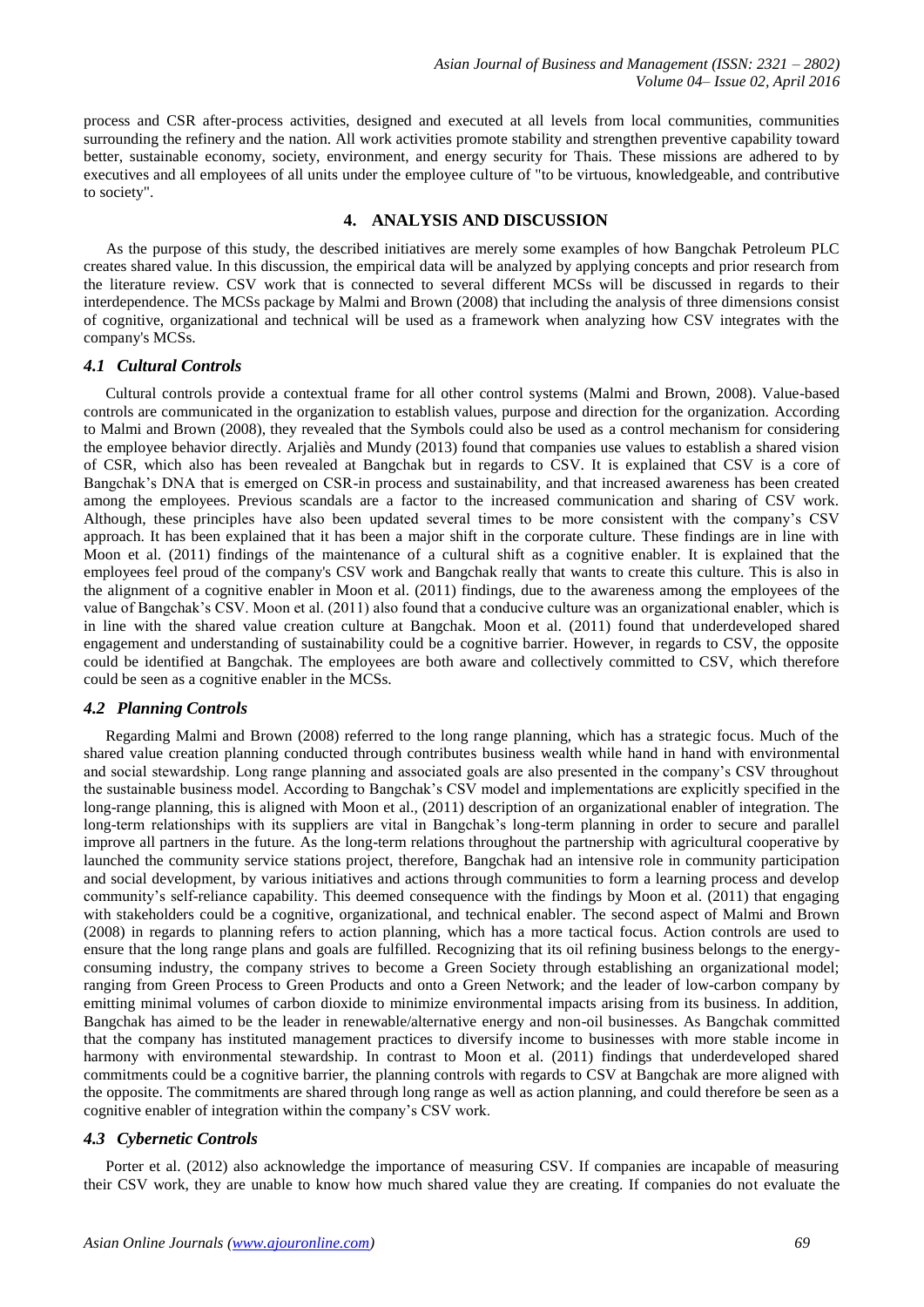process and CSR after-process activities, designed and executed at all levels from local communities, communities surrounding the refinery and the nation. All work activities promote stability and strengthen preventive capability toward better, sustainable economy, society, environment, and energy security for Thais. These missions are adhered to by executives and all employees of all units under the employee culture of "to be virtuous, knowledgeable, and contributive to society".

## 4. ANALYSIS AND DISCUSSION

As the purpose of this study, the described initiatives are merely some examples of how Bangchak Petroleum PLC creates shared value. In this discussion, the empirical data will be analyzed by applying concepts and prior research from the literature review. CSV work that is connected to several different MCSs will be discussed in regards to their interdependence. The MCSs package by Malmi and Brown (2008) that including the analysis of three dimensions consist of cognitive, organizational and technical will be used as a framework when analyzing how CSV integrates with the company's MCSs.

### *4.1 Cultural Controls*

Cultural controls provide a contextual frame for all other control systems (Malmi and Brown, 2008). Value-based controls are communicated in the organization to establish values, purpose and direction for the organization. According to Malmi and Brown (2008), they revealed that the Symbols could also be used as a control mechanism for considering the employee behavior directly. Arjaliès and Mundy (2013) found that companies use values to establish a shared vision of CSR, which also has been revealed at Bangchak but in regards to CSV. It is explained that CSV is a core of Bangchak's DNA that is emerged on CSR-in process and sustainability, and that increased awareness has been created among the employees. Previous scandals are a factor to the increased communication and sharing of CSV work. Although, these principles have also been updated several times to be more consistent with the company's CSV approach. It has been explained that it has been a major shift in the corporate culture. These findings are in line with Moon et al. (2011) findings of the maintenance of a cultural shift as a cognitive enabler. It is explained that the employees feel proud of the company's CSV work and Bangchak really that wants to create this culture. This is also in the alignment of a cognitive enabler in Moon et al. (2011) findings, due to the awareness among the employees of the value of Bangchak's CSV. Moon et al. (2011) also found that a conducive culture was an organizational enabler, which is in line with the shared value creation culture at Bangchak. Moon et al. (2011) found that underdeveloped shared engagement and understanding of sustainability could be a cognitive barrier. However, in regards to CSV, the opposite could be identified at Bangchak. The employees are both aware and collectively committed to CSV, which therefore could be seen as a cognitive enabler in the MCSs.

### *4.2 Planning Controls*

Regarding Malmi and Brown (2008) referred to the long range planning, which has a strategic focus. Much of the shared value creation planning conducted through contributes business wealth while hand in hand with environmental and social stewardship. Long range planning and associated goals are also presented in the company's CSV throughout the sustainable business model. According to Bangchak's CSV model and implementations are explicitly specified in the long-range planning, this is aligned with Moon et al., (2011) description of an organizational enabler of integration. The long-term relationships with its suppliers are vital in Bangchak's long-term planning in order to secure and parallel improve all partners in the future. As the long-term relations throughout the partnership with agricultural cooperative by launched the community service stations project, therefore, Bangchak had an intensive role in community participation and social development, by various initiatives and actions through communities to form a learning process and develop community's self-reliance capability. This deemed consequence with the findings by Moon et al. (2011) that engaging with stakeholders could be a cognitive, organizational, and technical enabler. The second aspect of Malmi and Brown (2008) in regards to planning refers to action planning, which has a more tactical focus. Action controls are used to ensure that the long range plans and goals are fulfilled. Recognizing that its oil refining business belongs to the energy-consuming industry, the company strives to become a Green Society through establishing an organizational model; ranging from Green Process to Green Products and onto a Green Network; and the leader of low-carbon company by emitting minimal volumes of carbon dioxide to minimize environmental impacts arising from its business. In addition, Bangchak has aimed to be the leader in renewable/alternative energy and non-oil businesses. As Bangchak committed that the company has instituted management practices to diversify income to businesses with more stable income in harmony with environmental stewardship. In contrast to Moon et al. (2011) findings that underdeveloped shared commitments could be a cognitive barrier, the planning controls with regards to CSV at Bangchak are more aligned with the opposite. The commitments are shared through long range as well as action planning, and could therefore be seen as a cognitive enabler of integration within the company's CSV work.

### *4.3 Cybernetic Controls*

Porter et al. (2012) also acknowledge the importance of measuring CSV. If companies are incapable of measuring their CSV work, they are unable to know how much shared value they are creating. If companies do not evaluate the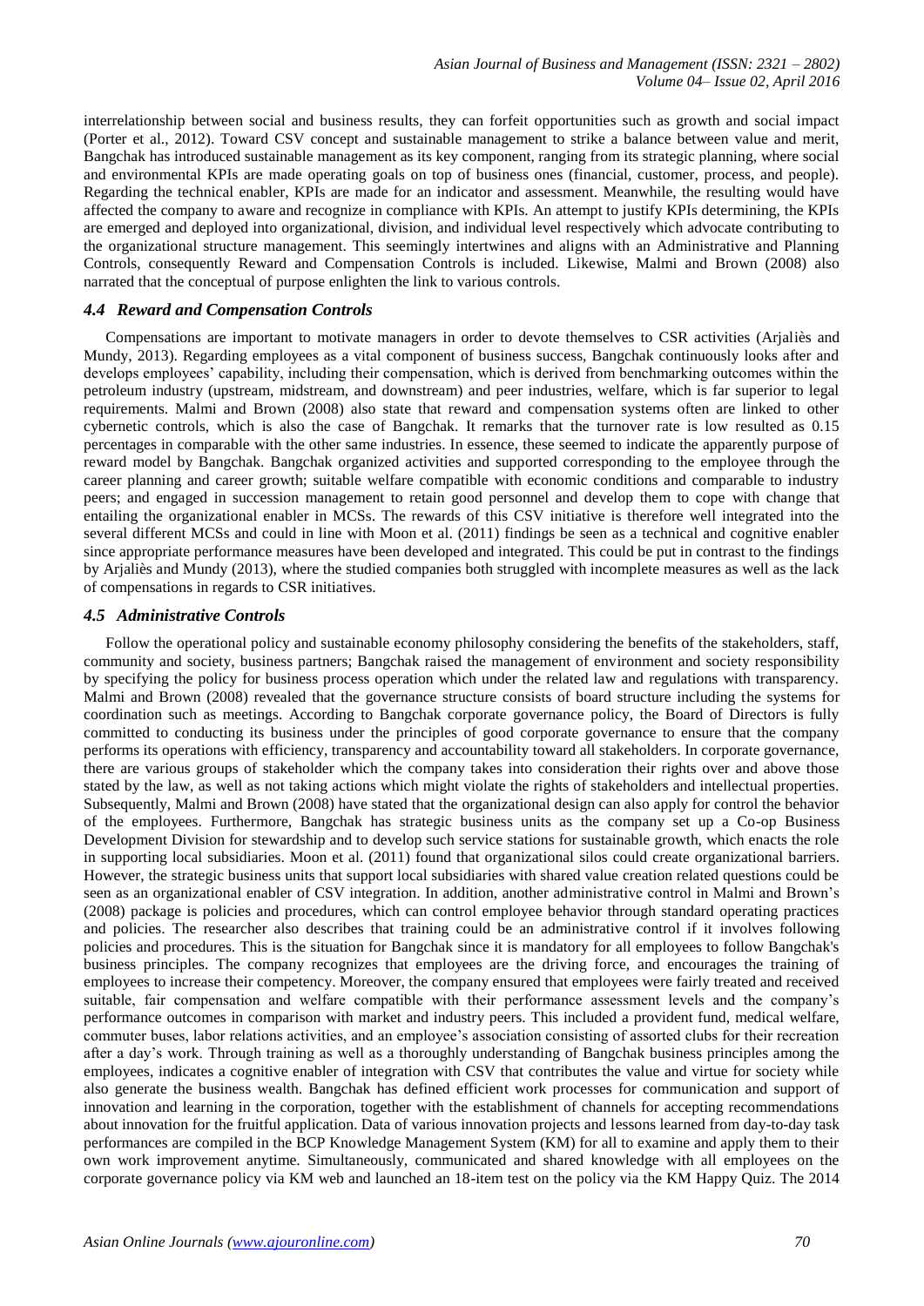interrelationship between social and business results, they can forfeit opportunities such as growth and social impact (Porter et al., 2012). Toward CSV concept and sustainable management to strike a balance between value and merit, Bangchak has introduced sustainable management as its key component, ranging from its strategic planning, where social and environmental KPIs are made operating goals on top of business ones (financial, customer, process, and people). Regarding the technical enabler, KPIs are made for an indicator and assessment. Meanwhile, the resulting would have affected the company to aware and recognize in compliance with KPIs. An attempt to justify KPIs determining, the KPIs are emerged and deployed into organizational, division, and individual level respectively which advocate contributing to the organizational structure management. This seemingly intertwines and aligns with an Administrative and Planning Controls, consequently Reward and Compensation Controls is included. Likewise, Malmi and Brown (2008) also narrated that the conceptual of purpose enlighten the link to various controls.

### *4.4 Reward and Compensation Controls*

Compensations are important to motivate managers in order to devote themselves to CSR activities (Arjaliès and Mundy, 2013). Regarding employees as a vital component of business success, Bangchak continuously looks after and develops employees' capability, including their compensation, which is derived from benchmarking outcomes within the petroleum industry (upstream, midstream, and downstream) and peer industries, welfare, which is far superior to legal requirements. Malmi and Brown (2008) also state that reward and compensation systems often are linked to other cybernetic controls, which is also the case of Bangchak. It remarks that the turnover rate is low resulted as 0.15 percentages in comparable with the other same industries. In essence, these seemed to indicate the apparently purpose of reward model by Bangchak. Bangchak organized activities and supported corresponding to the employee through the career planning and career growth; suitable welfare compatible with economic conditions and comparable to industry peers; and engaged in succession management to retain good personnel and develop them to cope with change that entailing the organizational enabler in MCSs. The rewards of this CSV initiative is therefore well integrated into the several different MCSs and could in line with Moon et al. (2011) findings be seen as a technical and cognitive enabler since appropriate performance measures have been developed and integrated. This could be put in contrast to the findings by Arjaliès and Mundy (2013), where the studied companies both struggled with incomplete measures as well as the lack of compensations in regards to CSR initiatives.

### *4.5 Administrative Controls*

Follow the operational policy and sustainable economy philosophy considering the benefits of the stakeholders, staff, community and society, business partners; Bangchak raised the management of environment and society responsibility by specifying the policy for business process operation which under the related law and regulations with transparency. Malmi and Brown (2008) revealed that the governance structure consists of board structure including the systems for coordination such as meetings. According to Bangchak corporate governance policy, the Board of Directors is fully committed to conducting its business under the principles of good corporate governance to ensure that the company performs its operations with efficiency, transparency and accountability toward all stakeholders. In corporate governance, there are various groups of stakeholder which the company takes into consideration their rights over and above those stated by the law, as well as not taking actions which might violate the rights of stakeholders and intellectual properties. Subsequently, Malmi and Brown (2008) have stated that the organizational design can also apply for control the behavior of the employees. Furthermore, Bangchak has strategic business units as the company set up a Co-op Business Development Division for stewardship and to develop such service stations for sustainable growth, which enacts the role in supporting local subsidiaries. Moon et al. (2011) found that organizational silos could create organizational barriers. However, the strategic business units that support local subsidiaries with shared value creation related questions could be seen as an organizational enabler of CSV integration. In addition, another administrative control in Malmi and Brown's (2008) package is policies and procedures, which can control employee behavior through standard operating practices and policies. The researcher also describes that training could be an administrative control if it involves following policies and procedures. This is the situation for Bangchak since it is mandatory for all employees to follow Bangchak's business principles. The company recognizes that employees are the driving force, and encourages the training of employees to increase their competency. Moreover, the company ensured that employees were fairly treated and received suitable, fair compensation and welfare compatible with their performance assessment levels and the company's performance outcomes in comparison with market and industry peers. This included a provident fund, medical welfare, commuter buses, labor relations activities, and an employee's association consisting of assorted clubs for their recreation after a day's work. Through training as well as a thoroughly understanding of Bangchak business principles among the employees, indicates a cognitive enabler of integration with CSV that contributes the value and virtue for society while also generate the business wealth. Bangchak has defined efficient work processes for communication and support of innovation and learning in the corporation, together with the establishment of channels for accepting recommendations about innovation for the fruitful application. Data of various innovation projects and lessons learned from day-to-day task performances are compiled in the BCP Knowledge Management System (KM) for all to examine and apply them to their own work improvement anytime. Simultaneously, communicated and shared knowledge with all employees on the corporate governance policy via KM web and launched an 18-item test on the policy via the KM Happy Quiz. The 2014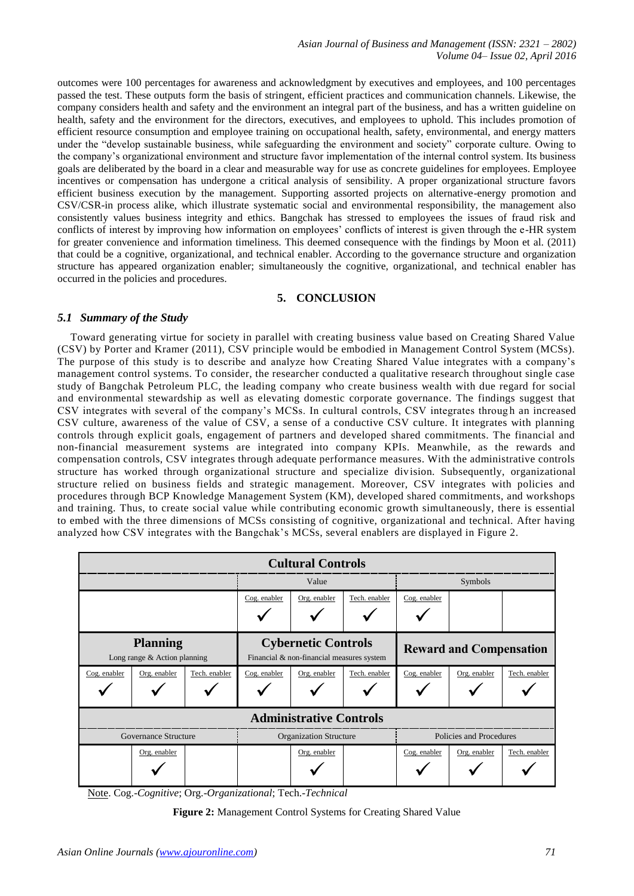outcomes were 100 percentages for awareness and acknowledgment by executives and employees, and 100 percentages passed the test. These outputs form the basis of stringent, efficient practices and communication channels. Likewise, the company considers health and safety and the environment an integral part of the business, and has a written guideline on health, safety and the environment for the directors, executives, and employees to uphold. This includes promotion of efficient resource consumption and employee training on occupational health, safety, environmental, and energy matters under the "develop sustainable business, while safeguarding the environment and society" corporate culture. Owing to the company's organizational environment and structure favor implementation of the internal control system. Its business goals are deliberated by the board in a clear and measurable way for use as concrete guidelines for employees. Employee incentives or compensation has undergone a critical analysis of sensibility. A proper organizational structure favors efficient business execution by the management. Supporting assorted projects on alternative-energy promotion and CSV/CSR-in process alike, which illustrate systematic social and environmental responsibility, the management also consistently values business integrity and ethics. Bangchak has stressed to employees the issues of fraud risk and conflicts of interest by improving how information on employees' conflicts of interest is given through the e-HR system for greater convenience and information timeliness. This deemed consequence with the findings by Moon et al. (2011) that could be a cognitive, organizational, and technical enabler. According to the governance structure and organization structure has appeared organization enabler; simultaneously the cognitive, organizational, and technical enabler has occurred in the policies and procedures.

## 5. CONCLUSION

### *5.1 Summary of the Study*

Toward generating virtue for society in parallel with creating business value based on Creating Shared Value (CSV) by Porter and Kramer (2011), CSV principle would be embodied in Management Control System (MCSs). The purpose of this study is to describe and analyze how Creating Shared Value integrates with a company's management control systems. To consider, the researcher conducted a qualitative research throughout single case study of Bangchak Petroleum PLC, the leading company who create business wealth with due regard for social and environmental stewardship as well as elevating domestic corporate governance. The findings suggest that CSV integrates with several of the company's MCSs. In cultural controls, CSV integrates through an increased CSV culture, awareness of the value of CSV, a sense of a conductive CSV culture. It integrates with planning controls through explicit goals, engagement of partners and developed shared commitments. The financial and non-financial measurement systems are integrated into company KPIs. Meanwhile, as the rewards and compensation controls, CSV integrates through adequate performance measures. With the administrative controls structure has worked through organizational structure and specialize division. Subsequently, organizational structure relied on business fields and strategic management. Moreover, CSV integrates with policies and procedures through BCP Knowledge Management System (KM), developed shared commitments, and workshops and training. Thus, to create social value while contributing economic growth simultaneously, there is essential to embed with the three dimensions of MCSs consisting of cognitive, organizational and technical. After having analyzed how CSV integrates with the Bangchak's MCSs, several enablers are displayed in Figure 2.

| **Cultural Controls** | | | | | | | | |
|---|---|---|---|---|---|---|---|---|
| | | | Value | | | Symbols | | |
| | | | Cog. enabler | Org. enabler | Tech. enabler | Cog. enabler | | |
| | | | ✓ | ✓ | ✓ | ✓ | | |
| **Planning** Long range & Action planning | | | **Cybernetic Controls** Financial & non-financial measures system | | | **Reward and Compensation** | | |
| Cog. enabler | Org. enabler | Tech. enabler | Cog. enabler | Org. enabler | Tech. enabler | Cog. enabler | Org. enabler | Tech. enabler |
| ✓ | ✓ | ✓ | ✓ | ✓ | ✓ | ✓ | ✓ | ✓ |
| **Administrative Controls** | | | | | | | | |
| Governance Structure | | | Organization Structure | | | Policies and Procedures | | |
| | Org. enabler | | | Org. enabler | | Cog. enabler | Org. enabler | Tech. enabler |
| | ✓ | | | ✓ | | ✓ | ✓ | ✓ |

Note. Cog.-*Cognitive*; Org.-*Organizational*; Tech.-*Technical*

**Figure 2:** Management Control Systems for Creating Shared Value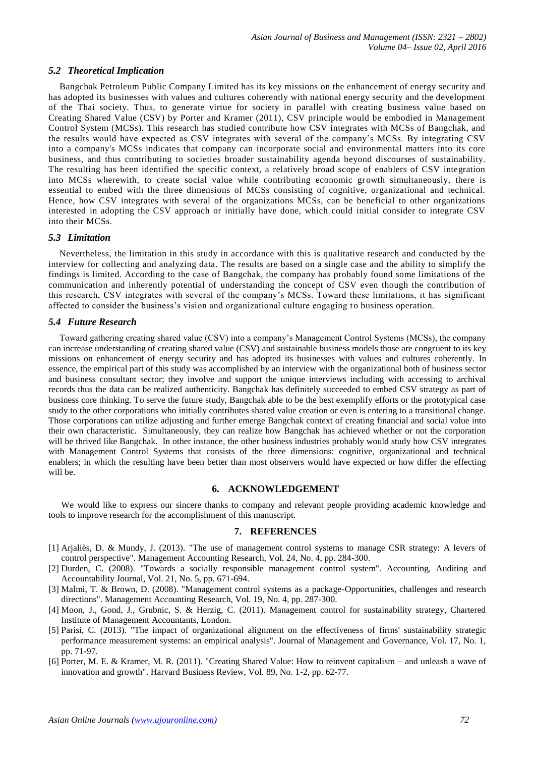### *5.2 Theoretical Implication*

Bangchak Petroleum Public Company Limited has its key missions on the enhancement of energy security and has adopted its businesses with values and cultures coherently with national energy security and the development of the Thai society. Thus, to generate virtue for society in parallel with creating business value based on Creating Shared Value (CSV) by Porter and Kramer (2011), CSV principle would be embodied in Management Control System (MCSs). This research has studied contribute how CSV integrates with MCSs of Bangchak, and the results would have expected as CSV integrates with several of the company's MCSs. By integrating CSV into a company's MCSs indicates that company can incorporate social and environmental matters into its core business, and thus contributing to societies broader sustainability agenda beyond discourses of sustainability. The resulting has been identified the specific context, a relatively broad scope of enablers of CSV integration into MCSs wherewith, to create social value while contributing economic growth simultaneously, there is essential to embed with the three dimensions of MCSs consisting of cognitive, organizational and technical. Hence, how CSV integrates with several of the organizations MCSs, can be beneficial to other organizations interested in adopting the CSV approach or initially have done, which could initial consider to integrate CSV into their MCSs.

### *5.3 Limitation*

Nevertheless, the limitation in this study in accordance with this is qualitative research and conducted by the interview for collecting and analyzing data. The results are based on a single case and the ability to simplify the findings is limited. According to the case of Bangchak, the company has probably found some limitations of the communication and inherently potential of understanding the concept of CSV even though the contribution of this research, CSV integrates with several of the company's MCSs. Toward these limitations, it has significant affected to consider the business's vision and organizational culture engaging to business operation.

### *5.4 Future Research*

Toward gathering creating shared value (CSV) into a company's Management Control Systems (MCSs), the company can increase understanding of creating shared value (CSV) and sustainable business models those are congruent to its key missions on enhancement of energy security and has adopted its businesses with values and cultures coherently. In essence, the empirical part of this study was accomplished by an interview with the organizational both of business sector and business consultant sector; they involve and support the unique interviews including with accessing to archival records thus the data can be realized authenticity. Bangchak has definitely succeeded to embed CSV strategy as part of business core thinking. To serve the future study, Bangchak able to be the best exemplify efforts or the prototypical case study to the other corporations who initially contributes shared value creation or even is entering to a transitional change. Those corporations can utilize adjusting and further emerge Bangchak context of creating financial and social value into their own characteristic. Simultaneously, they can realize how Bangchak has achieved whether or not the corporation will be thrived like Bangchak. In other instance, the other business industries probably would study how CSV integrates with Management Control Systems that consists of the three dimensions: cognitive, organizational and technical enablers; in which the resulting have been better than most observers would have expected or how differ the effecting will be.

## 6. ACKNOWLEDGEMENT

We would like to express our sincere thanks to company and relevant people providing academic knowledge and tools to improve research for the accomplishment of this manuscript.

## 7. REFERENCES

[1] Arjaliès, D. & Mundy, J. (2013). "The use of management control systems to manage CSR strategy: A levers of control perspective". Management Accounting Research, Vol. 24, No. 4, pp. 284-300.

[2] Durden, C. (2008). "Towards a socially responsible management control system". Accounting, Auditing and Accountability Journal, Vol. 21, No. 5, pp. 671-694.

[3] Malmi, T. & Brown, D. (2008). "Management control systems as a package-Opportunities, challenges and research directions". Management Accounting Research, Vol. 19, No. 4, pp. 287-300.

[4] Moon, J., Gond, J., Grubnic, S. & Herzig, C. (2011). Management control for sustainability strategy, Chartered Institute of Management Accountants, London.

[5] Parisi, C. (2013). "The impact of organizational alignment on the effectiveness of firms' sustainability strategic performance measurement systems: an empirical analysis". Journal of Management and Governance, Vol. 17, No. 1, pp. 71-97.

[6] Porter, M. E. & Kramer, M. R. (2011). "Creating Shared Value: How to reinvent capitalism – and unleash a wave of innovation and growth". Harvard Business Review, Vol. 89, No. 1-2, pp. 62-77.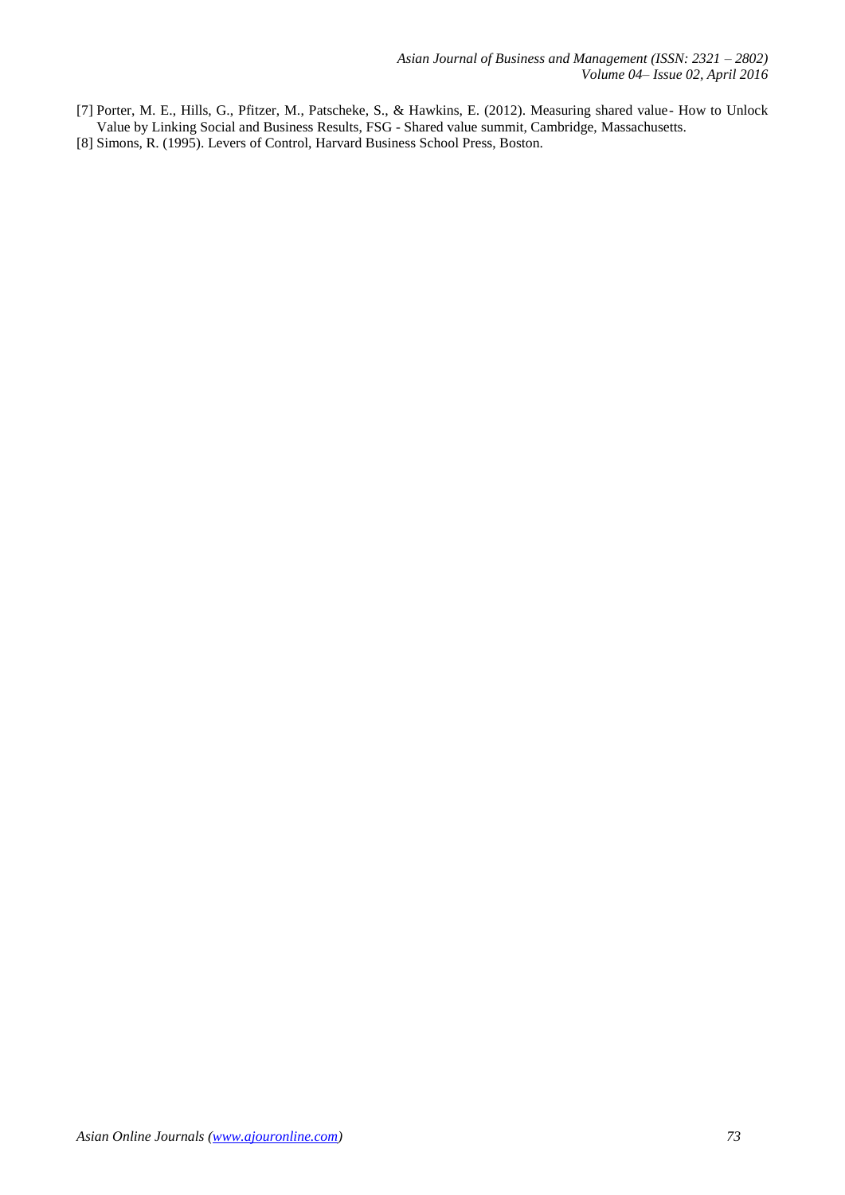[7] Porter, M. E., Hills, G., Pfitzer, M., Patscheke, S., & Hawkins, E. (2012). Measuring shared value- How to Unlock Value by Linking Social and Business Results, FSG - Shared value summit, Cambridge, Massachusetts.

[8] Simons, R. (1995). Levers of Control, Harvard Business School Press, Boston.